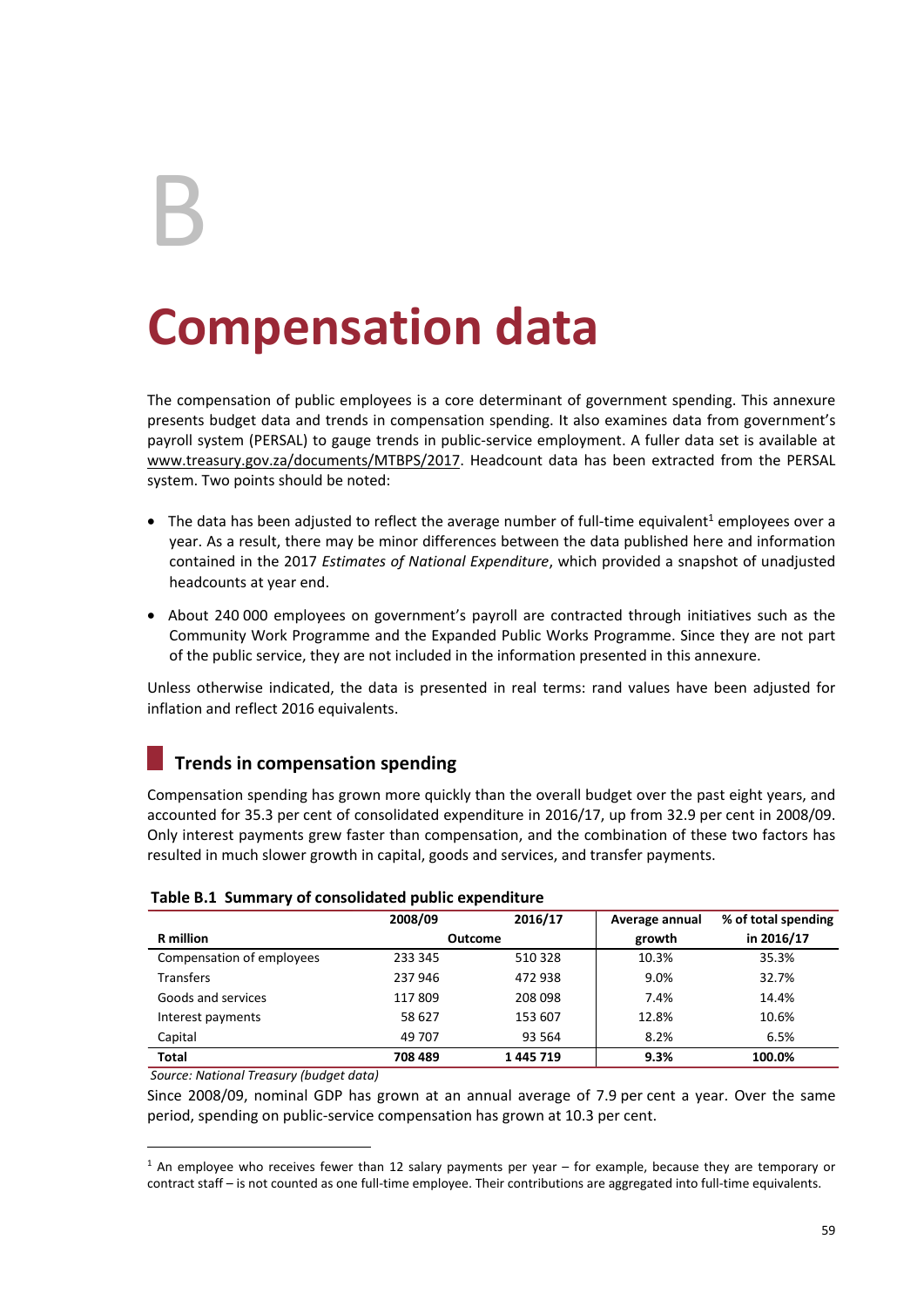# B

# Compensation data

The compensation of public employees is a core determinant of government spending. This annexure presents budget data and trends in compensation spending. It also examines data from government's payroll system (PERSAL) to gauge trends in public-service employment. A fuller data set is available at www.treasury.gov.za/documents/MTBPS/2017. Headcount data has been extracted from the PERSAL system. Two points should be noted:

- The data has been adjusted to reflect the average number of full-time equivalent[1] employees over a year. As a result, there may be minor differences between the data published here and information contained in the 2017 *Estimates of National Expenditure*, which provided a snapshot of unadjusted headcounts at year end.
- About 240 000 employees on government's payroll are contracted through initiatives such as the Community Work Programme and the Expanded Public Works Programme. Since they are not part of the public service, they are not included in the information presented in this annexure.

Unless otherwise indicated, the data is presented in real terms: rand values have been adjusted for inflation and reflect 2016 equivalents.

## Trends in compensation spending

Compensation spending has grown more quickly than the overall budget over the past eight years, and accounted for 35.3 per cent of consolidated expenditure in 2016/17, up from 32.9 per cent in 2008/09. Only interest payments grew faster than compensation, and the combination of these two factors has resulted in much slower growth in capital, goods and services, and transfer payments.

**Table B.1 Summary of consolidated public expenditure**

| | 2008/09 | 2016/17 | Average annual | % of total spending |
|---|---|---|---|---|
| **R million** | **Outcome** | | **growth** | **in 2016/17** |
| Compensation of employees | 233 345 | 510 328 | 10.3% | 35.3% |
| Transfers | 237 946 | 472 938 | 9.0% | 32.7% |
| Goods and services | 117 809 | 208 098 | 7.4% | 14.4% |
| Interest payments | 58 627 | 153 607 | 12.8% | 10.6% |
| Capital | 49 707 | 93 564 | 8.2% | 6.5% |
| **Total** | **708 489** | **1 445 719** | **9.3%** | **100.0%** |

*Source: National Treasury (budget data)*

Since 2008/09, nominal GDP has grown at an annual average of 7.9 per cent a year. Over the same period, spending on public-service compensation has grown at 10.3 per cent.

[1] An employee who receives fewer than 12 salary payments per year – for example, because they are temporary or contract staff – is not counted as one full-time employee. Their contributions are aggregated into full-time equivalents.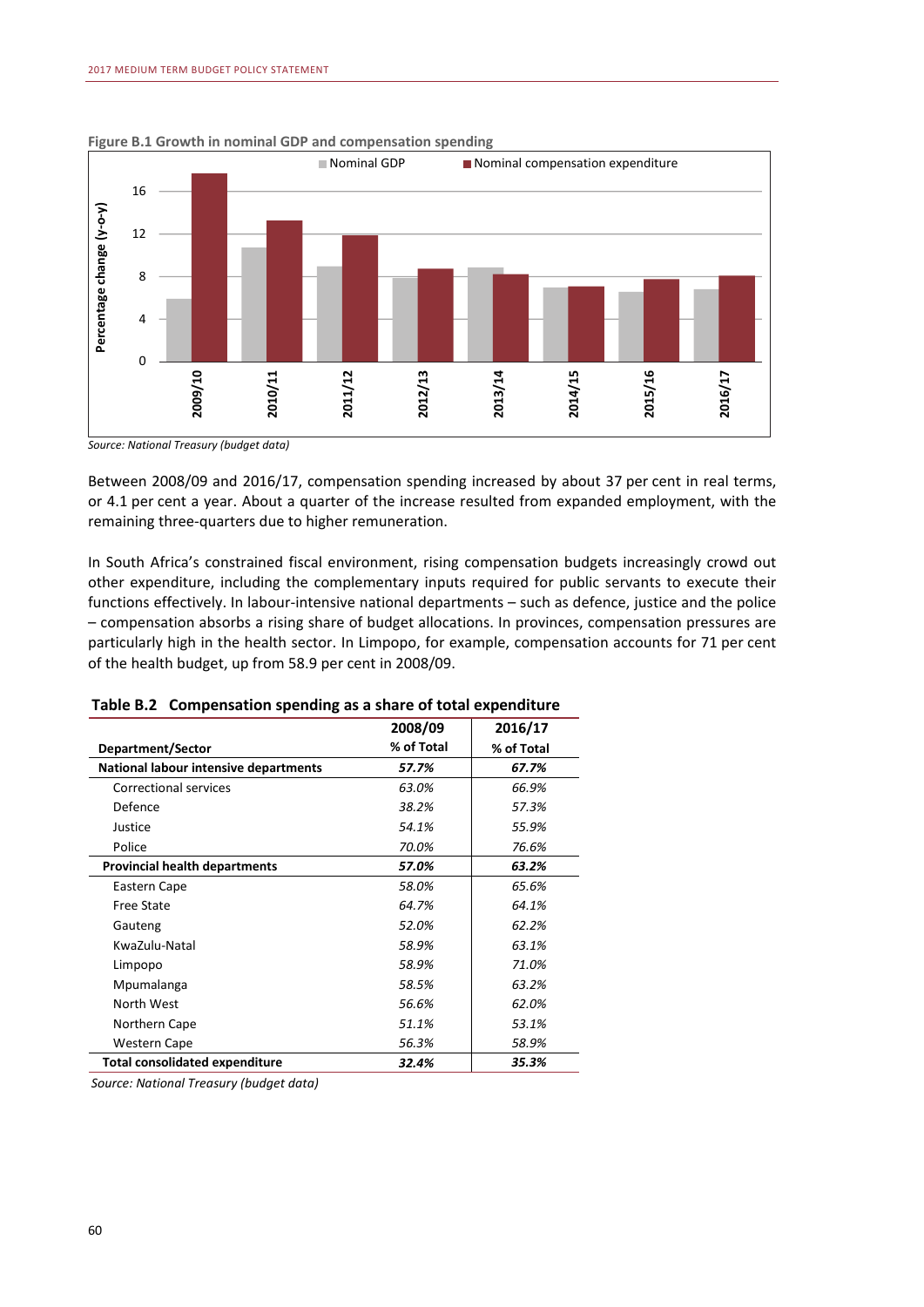**Figure B.1 Growth in nominal GDP and compensation spending**

Source: National Treasury (budget data)

Between 2008/09 and 2016/17, compensation spending increased by about 37 per cent in real terms, or 4.1 per cent a year. About a quarter of the increase resulted from expanded employment, with the remaining three-quarters due to higher remuneration.

In South Africa's constrained fiscal environment, rising compensation budgets increasingly crowd out other expenditure, including the complementary inputs required for public servants to execute their functions effectively. In labour-intensive national departments – such as defence, justice and the police – compensation absorbs a rising share of budget allocations. In provinces, compensation pressures are particularly high in the health sector. In Limpopo, for example, compensation accounts for 71 per cent of the health budget, up from 58.9 per cent in 2008/09.

**Table B.2 Compensation spending as a share of total expenditure**

| Department/Sector | 2008/09 % of Total | 2016/17 % of Total |
|---|---|---|
| **National labour intensive departments** | ***57.7%*** | ***67.7%*** |
| Correctional services | *63.0%* | *66.9%* |
| Defence | *38.2%* | *57.3%* |
| Justice | *54.1%* | *55.9%* |
| Police | *70.0%* | *76.6%* |
| **Provincial health departments** | ***57.0%*** | ***63.2%*** |
| Eastern Cape | *58.0%* | *65.6%* |
| Free State | *64.7%* | *64.1%* |
| Gauteng | *52.0%* | *62.2%* |
| KwaZulu-Natal | *58.9%* | *63.1%* |
| Limpopo | *58.9%* | *71.0%* |
| Mpumalanga | *58.5%* | *63.2%* |
| North West | *56.6%* | *62.0%* |
| Northern Cape | *51.1%* | *53.1%* |
| Western Cape | *56.3%* | *58.9%* |
| **Total consolidated expenditure** | ***32.4%*** | ***35.3%*** |

*Source: National Treasury (budget data)*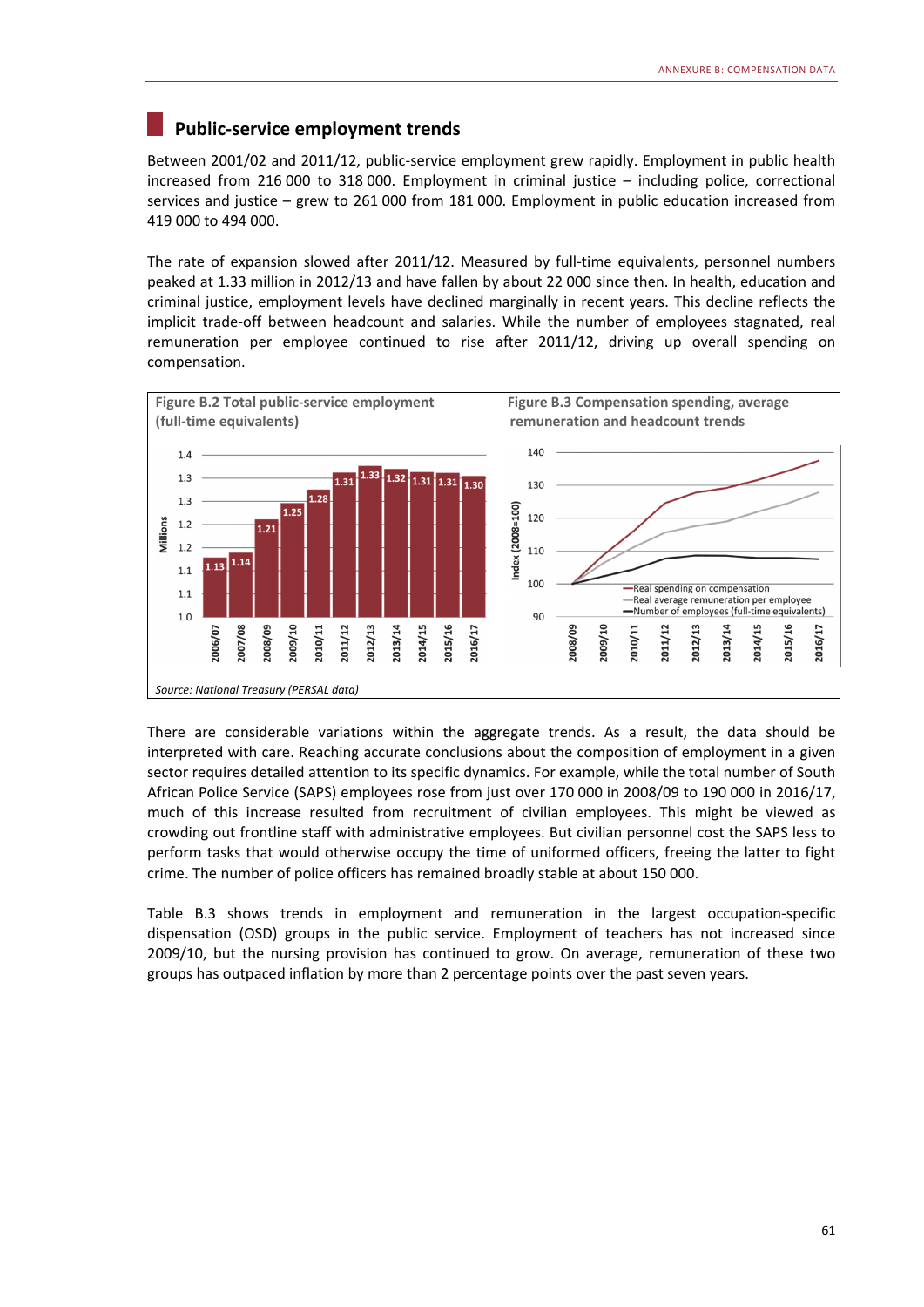## Public-service employment trends

Between 2001/02 and 2011/12, public-service employment grew rapidly. Employment in public health increased from 216 000 to 318 000. Employment in criminal justice – including police, correctional services and justice – grew to 261 000 from 181 000. Employment in public education increased from 419 000 to 494 000.

The rate of expansion slowed after 2011/12. Measured by full-time equivalents, personnel numbers peaked at 1.33 million in 2012/13 and have fallen by about 22 000 since then. In health, education and criminal justice, employment levels have declined marginally in recent years. This decline reflects the implicit trade-off between headcount and salaries. While the number of employees stagnated, real remuneration per employee continued to rise after 2011/12, driving up overall spending on compensation.

**Figure B.2 Total public-service employment (full-time equivalents)**

| Year | Millions |
|---|---|
| 2006/07 | 1.13 |
| 2007/08 | 1.14 |
| 2008/09 | 1.21 |
| 2009/10 | 1.25 |
| 2010/11 | 1.28 |
| 2011/12 | 1.31 |
| 2012/13 | 1.33 |
| 2013/14 | 1.32 |
| 2014/15 | 1.31 |
| 2015/16 | 1.31 |
| 2016/17 | 1.30 |

**Figure B.3 Compensation spending, average remuneration and headcount trends**

Index (2008=100), 2008/09 to 2016/17: Real spending on compensation; Real average remuneration per employee; Number of employees (full-time equivalents)

*Source: National Treasury (PERSAL data)*

There are considerable variations within the aggregate trends. As a result, the data should be interpreted with care. Reaching accurate conclusions about the composition of employment in a given sector requires detailed attention to its specific dynamics. For example, while the total number of South African Police Service (SAPS) employees rose from just over 170 000 in 2008/09 to 190 000 in 2016/17, much of this increase resulted from recruitment of civilian employees. This might be viewed as crowding out frontline staff with administrative employees. But civilian personnel cost the SAPS less to perform tasks that would otherwise occupy the time of uniformed officers, freeing the latter to fight crime. The number of police officers has remained broadly stable at about 150 000.

Table B.3 shows trends in employment and remuneration in the largest occupation-specific dispensation (OSD) groups in the public service. Employment of teachers has not increased since 2009/10, but the nursing provision has continued to grow. On average, remuneration of these two groups has outpaced inflation by more than 2 percentage points over the past seven years.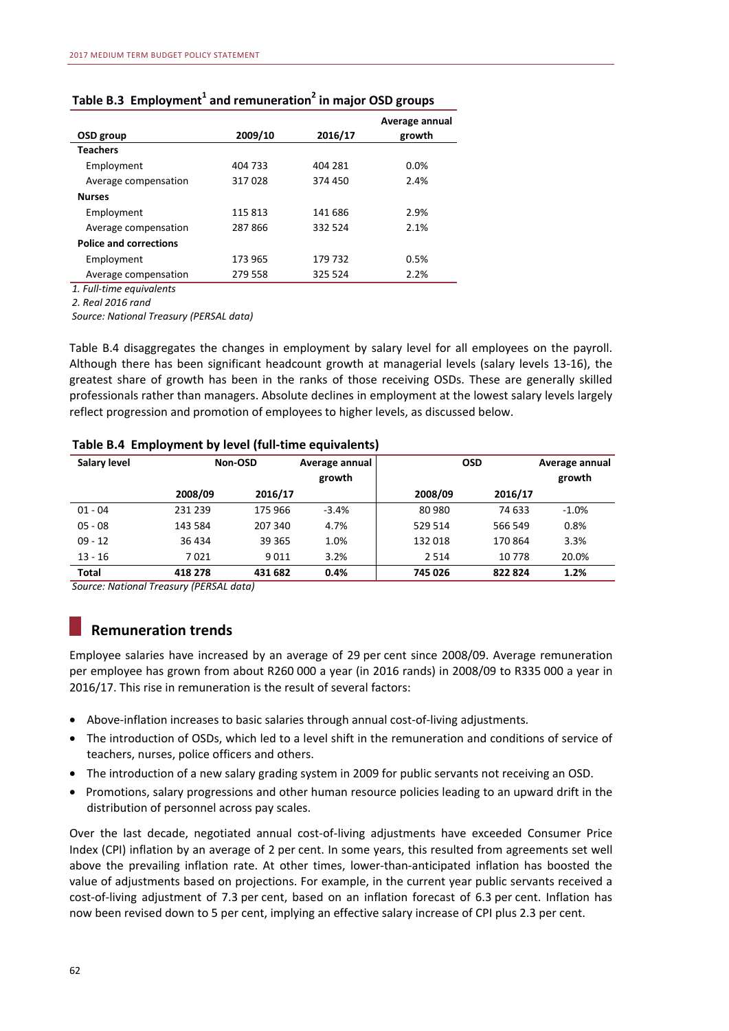**Table B.3 Employment[1] and remuneration[2] in major OSD groups**

| OSD group | 2009/10 | 2016/17 | Average annual growth |
|---|---|---|---|
| **Teachers** | | | |
| Employment | 404 733 | 404 281 | 0.0% |
| Average compensation | 317 028 | 374 450 | 2.4% |
| **Nurses** | | | |
| Employment | 115 813 | 141 686 | 2.9% |
| Average compensation | 287 866 | 332 524 | 2.1% |
| **Police and corrections** | | | |
| Employment | 173 965 | 179 732 | 0.5% |
| Average compensation | 279 558 | 325 524 | 2.2% |

*1. Full-time equivalents*

*2. Real 2016 rand*

*Source: National Treasury (PERSAL data)*

Table B.4 disaggregates the changes in employment by salary level for all employees on the payroll. Although there has been significant headcount growth at managerial levels (salary levels 13-16), the greatest share of growth has been in the ranks of those receiving OSDs. These are generally skilled professionals rather than managers. Absolute declines in employment at the lowest salary levels largely reflect progression and promotion of employees to higher levels, as discussed below.

**Table B.4 Employment by level (full-time equivalents)**

| Salary level | Non-OSD | | Average annual growth | OSD | | Average annual growth |
|---|---|---|---|---|---|---|
| | 2008/09 | 2016/17 | | 2008/09 | 2016/17 | |
| 01 - 04 | 231 239 | 175 966 | -3.4% | 80 980 | 74 633 | -1.0% |
| 05 - 08 | 143 584 | 207 340 | 4.7% | 529 514 | 566 549 | 0.8% |
| 09 - 12 | 36 434 | 39 365 | 1.0% | 132 018 | 170 864 | 3.3% |
| 13 - 16 | 7 021 | 9 011 | 3.2% | 2 514 | 10 778 | 20.0% |
| **Total** | **418 278** | **431 682** | **0.4%** | **745 026** | **822 824** | **1.2%** |

*Source: National Treasury (PERSAL data)*

## Remuneration trends

Employee salaries have increased by an average of 29 per cent since 2008/09. Average remuneration per employee has grown from about R260 000 a year (in 2016 rands) in 2008/09 to R335 000 a year in 2016/17. This rise in remuneration is the result of several factors:

- Above-inflation increases to basic salaries through annual cost-of-living adjustments.
- The introduction of OSDs, which led to a level shift in the remuneration and conditions of service of teachers, nurses, police officers and others.
- The introduction of a new salary grading system in 2009 for public servants not receiving an OSD.
- Promotions, salary progressions and other human resource policies leading to an upward drift in the distribution of personnel across pay scales.

Over the last decade, negotiated annual cost-of-living adjustments have exceeded Consumer Price Index (CPI) inflation by an average of 2 per cent. In some years, this resulted from agreements set well above the prevailing inflation rate. At other times, lower-than-anticipated inflation has boosted the value of adjustments based on projections. For example, in the current year public servants received a cost-of-living adjustment of 7.3 per cent, based on an inflation forecast of 6.3 per cent. Inflation has now been revised down to 5 per cent, implying an effective salary increase of CPI plus 2.3 per cent.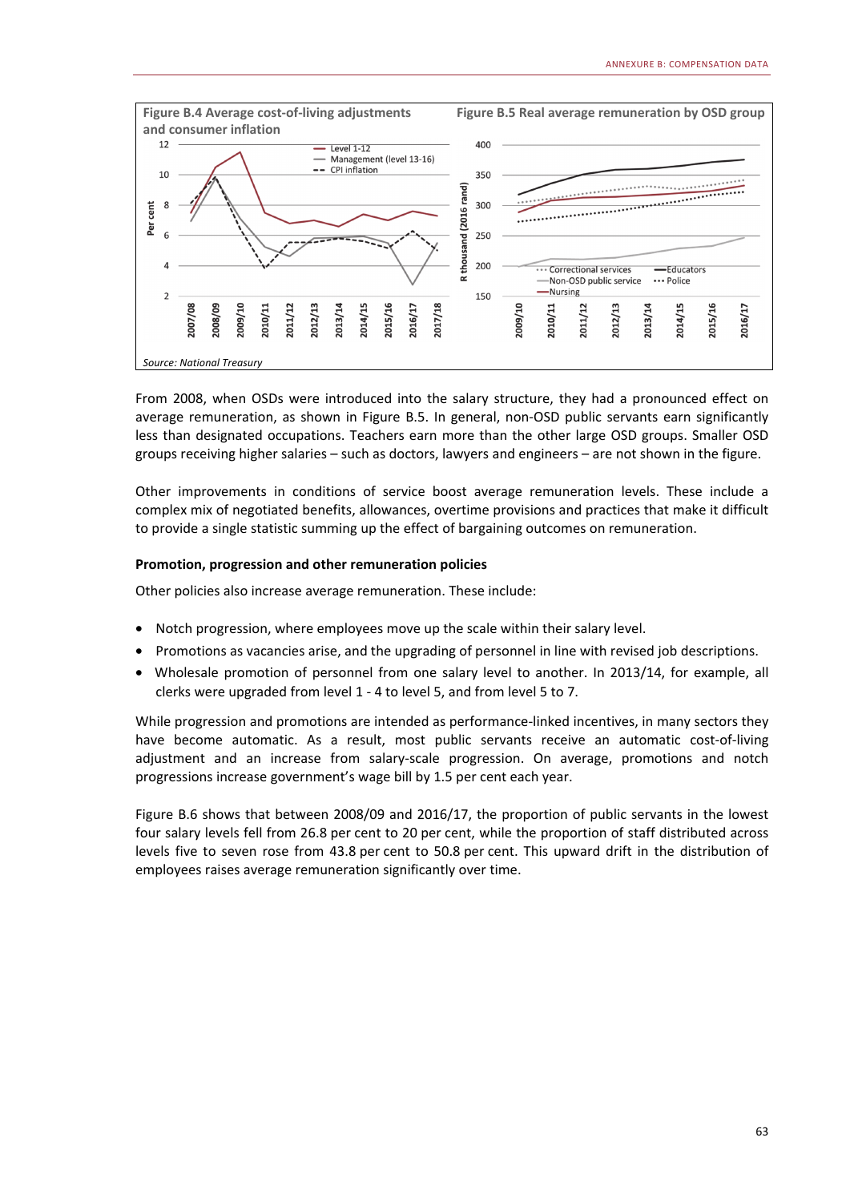**Figure B.4 Average cost-of-living adjustments and consumer inflation**

**Figure B.5 Real average remuneration by OSD group**

*Source: National Treasury*

From 2008, when OSDs were introduced into the salary structure, they had a pronounced effect on average remuneration, as shown in Figure B.5. In general, non-OSD public servants earn significantly less than designated occupations. Teachers earn more than the other large OSD groups. Smaller OSD groups receiving higher salaries – such as doctors, lawyers and engineers – are not shown in the figure.

Other improvements in conditions of service boost average remuneration levels. These include a complex mix of negotiated benefits, allowances, overtime provisions and practices that make it difficult to provide a single statistic summing up the effect of bargaining outcomes on remuneration.

**Promotion, progression and other remuneration policies**

Other policies also increase average remuneration. These include:

- Notch progression, where employees move up the scale within their salary level.
- Promotions as vacancies arise, and the upgrading of personnel in line with revised job descriptions.
- Wholesale promotion of personnel from one salary level to another. In 2013/14, for example, all clerks were upgraded from level 1 - 4 to level 5, and from level 5 to 7.

While progression and promotions are intended as performance-linked incentives, in many sectors they have become automatic. As a result, most public servants receive an automatic cost-of-living adjustment and an increase from salary-scale progression. On average, promotions and notch progressions increase government's wage bill by 1.5 per cent each year.

Figure B.6 shows that between 2008/09 and 2016/17, the proportion of public servants in the lowest four salary levels fell from 26.8 per cent to 20 per cent, while the proportion of staff distributed across levels five to seven rose from 43.8 per cent to 50.8 per cent. This upward drift in the distribution of employees raises average remuneration significantly over time.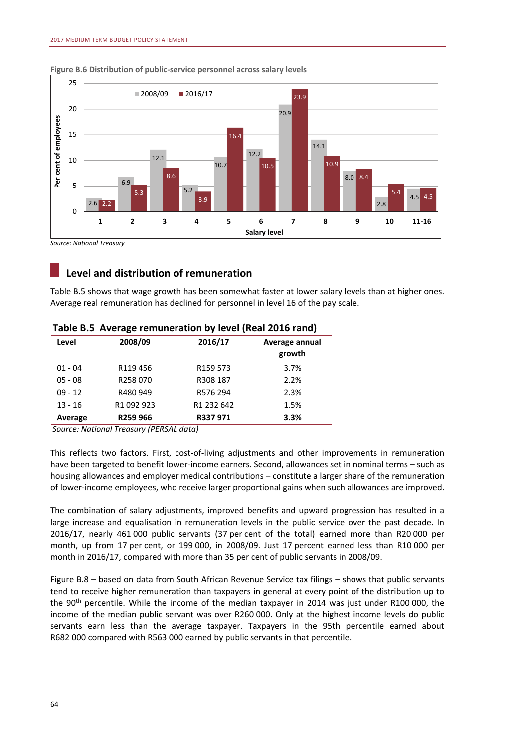**Figure B.6 Distribution of public-service personnel across salary levels**

| Salary level | 2008/09 | 2016/17 |
|---|---|---|
| 1 | 2.6 | 2.2 |
| 2 | 6.9 | 5.3 |
| 3 | 12.1 | 8.6 |
| 4 | 5.2 | 3.9 |
| 5 | 10.7 | 16.4 |
| 6 | 12.2 | 10.5 |
| 7 | 20.9 | 23.9 |
| 8 | 14.1 | 10.9 |
| 9 | 8.0 | 8.4 |
| 10 | 2.8 | 5.4 |
| 11-16 | 4.5 | 4.5 |

Per cent of employees

*Source: National Treasury*

## Level and distribution of remuneration

Table B.5 shows that wage growth has been somewhat faster at lower salary levels than at higher ones. Average real remuneration has declined for personnel in level 16 of the pay scale.

**Table B.5 Average remuneration by level (Real 2016 rand)**

| Level | 2008/09 | 2016/17 | Average annual growth |
|---|---|---|---|
| 01 - 04 | R119 456 | R159 573 | 3.7% |
| 05 - 08 | R258 070 | R308 187 | 2.2% |
| 09 - 12 | R480 949 | R576 294 | 2.3% |
| 13 - 16 | R1 092 923 | R1 232 642 | 1.5% |
| **Average** | **R259 966** | **R337 971** | **3.3%** |

*Source: National Treasury (PERSAL data)*

This reflects two factors. First, cost-of-living adjustments and other improvements in remuneration have been targeted to benefit lower-income earners. Second, allowances set in nominal terms – such as housing allowances and employer medical contributions – constitute a larger share of the remuneration of lower-income employees, who receive larger proportional gains when such allowances are improved.

The combination of salary adjustments, improved benefits and upward progression has resulted in a large increase and equalisation in remuneration levels in the public service over the past decade. In 2016/17, nearly 461 000 public servants (37 per cent of the total) earned more than R20 000 per month, up from 17 per cent, or 199 000, in 2008/09. Just 17 percent earned less than R10 000 per month in 2016/17, compared with more than 35 per cent of public servants in 2008/09.

Figure B.8 – based on data from South African Revenue Service tax filings – shows that public servants tend to receive higher remuneration than taxpayers in general at every point of the distribution up to the 90th percentile. While the income of the median taxpayer in 2014 was just under R100 000, the income of the median public servant was over R260 000. Only at the highest income levels do public servants earn less than the average taxpayer. Taxpayers in the 95th percentile earned about R682 000 compared with R563 000 earned by public servants in that percentile.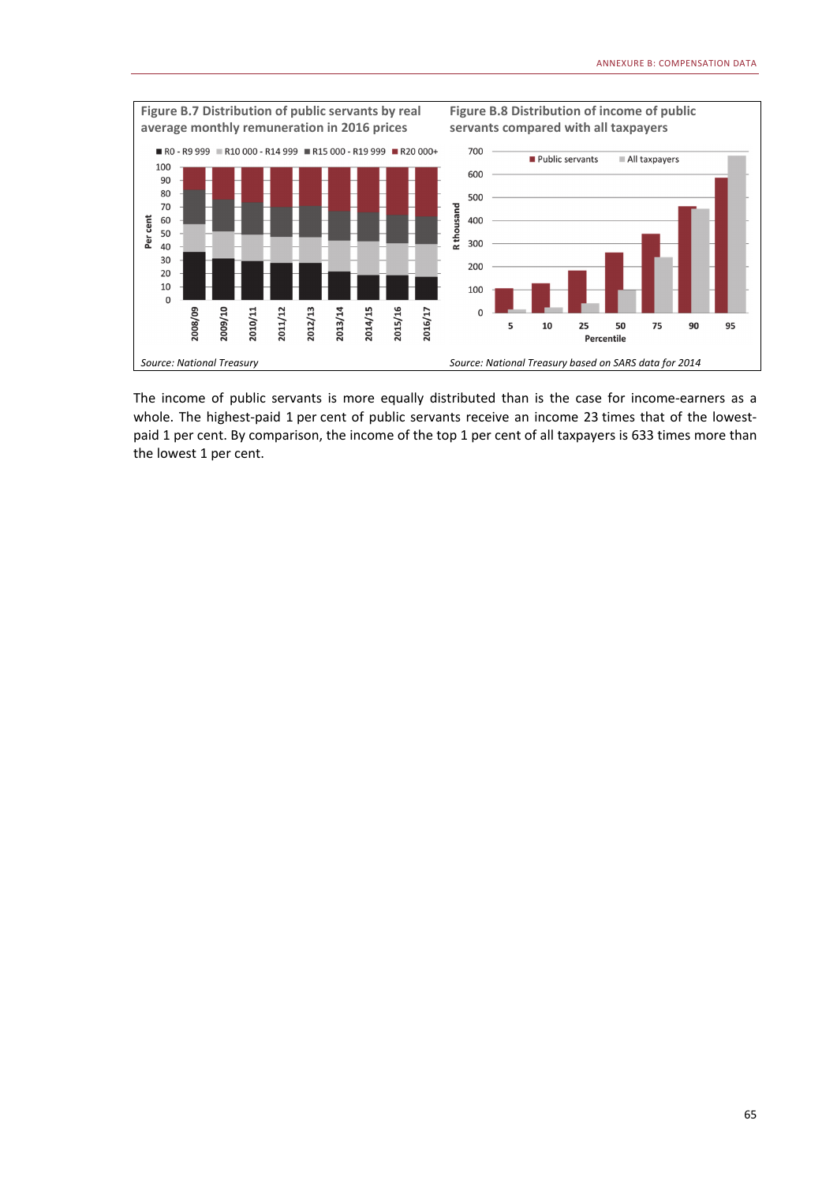**Figure B.7 Distribution of public servants by real average monthly remuneration in 2016 prices**

*Source: National Treasury*

**Figure B.8 Distribution of income of public servants compared with all taxpayers**

*Source: National Treasury based on SARS data for 2014*

The income of public servants is more equally distributed than is the case for income-earners as a whole. The highest-paid 1 per cent of public servants receive an income 23 times that of the lowest-paid 1 per cent. By comparison, the income of the top 1 per cent of all taxpayers is 633 times more than the lowest 1 per cent.